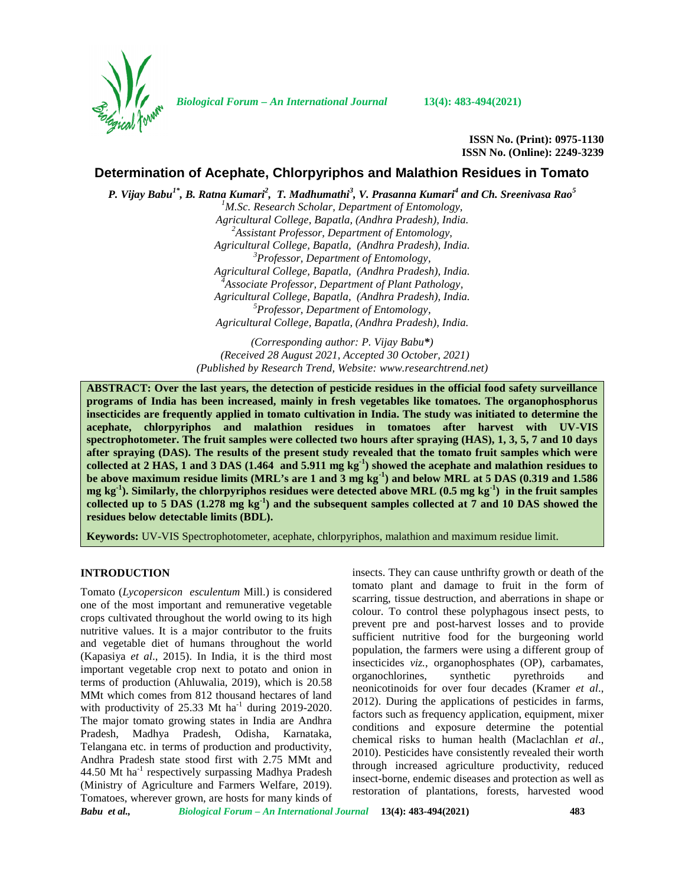ISSN No. (Print): 0975-1130
ISSN No. (Online): 2249-3239

# Determination of Acephate, Chlorpyriphos and Malathion Residues in Tomato

*P. Vijay Babu[1*], B. Ratna Kumari[2], T. Madhumathi[3], V. Prasanna Kumari[4] and Ch. Sreenivasa Rao[5]*

[1]*M.Sc. Research Scholar, Department of Entomology, Agricultural College, Bapatla, (Andhra Pradesh), India.*
[2]*Assistant Professor, Department of Entomology, Agricultural College, Bapatla, (Andhra Pradesh), India.*
[3]*Professor, Department of Entomology, Agricultural College, Bapatla, (Andhra Pradesh), India.*
[4]*Associate Professor, Department of Plant Pathology, Agricultural College, Bapatla, (Andhra Pradesh), India.*
[5]*Professor, Department of Entomology, Agricultural College, Bapatla, (Andhra Pradesh), India.*

*(Corresponding author: P. Vijay Babu\*)*
*(Received 28 August 2021, Accepted 30 October, 2021)*
*(Published by Research Trend, Website: www.researchtrend.net)*

**ABSTRACT: Over the last years, the detection of pesticide residues in the official food safety surveillance programs of India has been increased, mainly in fresh vegetables like tomatoes. The organophosphorus insecticides are frequently applied in tomato cultivation in India. The study was initiated to determine the acephate, chlorpyriphos and malathion residues in tomatoes after harvest with UV-VIS spectrophotometer. The fruit samples were collected two hours after spraying (HAS), 1, 3, 5, 7 and 10 days after spraying (DAS). The results of the present study revealed that the tomato fruit samples which were collected at 2 HAS, 1 and 3 DAS (1.464 and 5.911 mg kg$^{-1}$) showed the acephate and malathion residues to be above maximum residue limits (MRL's are 1 and 3 mg kg$^{-1}$) and below MRL at 5 DAS (0.319 and 1.586 mg kg$^{-1}$). Similarly, the chlorpyriphos residues were detected above MRL (0.5 mg kg$^{-1}$) in the fruit samples collected up to 5 DAS (1.278 mg kg$^{-1}$) and the subsequent samples collected at 7 and 10 DAS showed the residues below detectable limits (BDL).**

**Keywords:** UV-VIS Spectrophotometer, acephate, chlorpyriphos, malathion and maximum residue limit.

## INTRODUCTION

Tomato (*Lycopersicon esculentum* Mill.) is considered one of the most important and remunerative vegetable crops cultivated throughout the world owing to its high nutritive values. It is a major contributor to the fruits and vegetable diet of humans throughout the world (Kapasiya *et al*., 2015). In India, it is the third most important vegetable crop next to potato and onion in terms of production (Ahluwalia, 2019), which is 20.58 MMt which comes from 812 thousand hectares of land with productivity of 25.33 Mt ha$^{-1}$ during 2019-2020. The major tomato growing states in India are Andhra Pradesh, Madhya Pradesh, Odisha, Karnataka, Telangana etc. in terms of production and productivity, Andhra Pradesh state stood first with 2.75 MMt and 44.50 Mt ha$^{-1}$ respectively surpassing Madhya Pradesh (Ministry of Agriculture and Farmers Welfare, 2019). Tomatoes, wherever grown, are hosts for many kinds of insects. They can cause unthrifty growth or death of the tomato plant and damage to fruit in the form of scarring, tissue destruction, and aberrations in shape or colour. To control these polyphagous insect pests, to prevent pre and post-harvest losses and to provide sufficient nutritive food for the burgeoning world population, the farmers were using a different group of insecticides *viz.*, organophosphates (OP), carbamates, organochlorines, synthetic pyrethroids and neonicotinoids for over four decades (Kramer *et al*., 2012). During the applications of pesticides in farms, factors such as frequency application, equipment, mixer conditions and exposure determine the potential chemical risks to human health (Maclachlan *et al*., 2010). Pesticides have consistently revealed their worth through increased agriculture productivity, reduced insect-borne, endemic diseases and protection as well as restoration of plantations, forests, harvested wood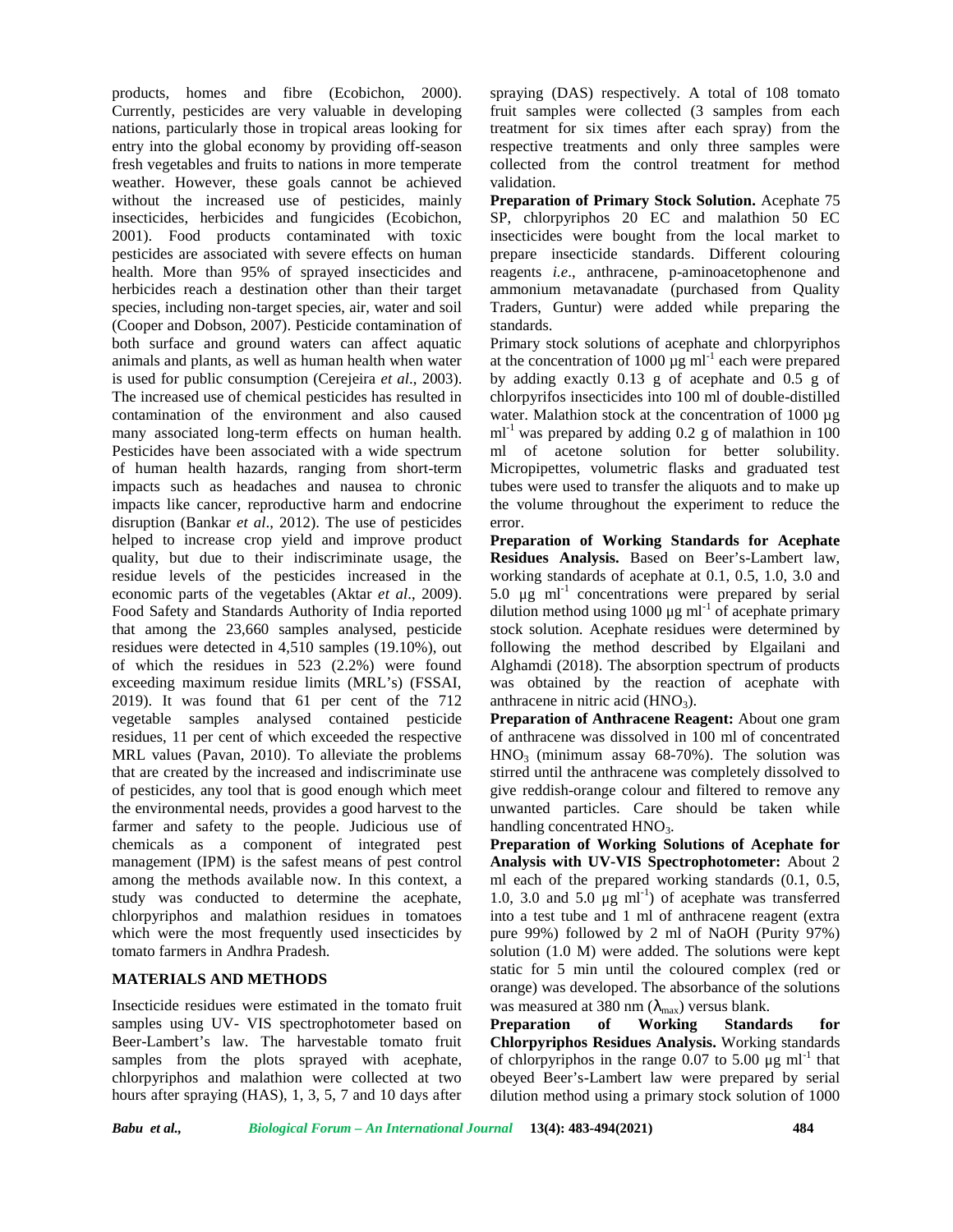products, homes and fibre (Ecobichon, 2000). Currently, pesticides are very valuable in developing nations, particularly those in tropical areas looking for entry into the global economy by providing off-season fresh vegetables and fruits to nations in more temperate weather. However, these goals cannot be achieved without the increased use of pesticides, mainly insecticides, herbicides and fungicides (Ecobichon, 2001). Food products contaminated with toxic pesticides are associated with severe effects on human health. More than 95% of sprayed insecticides and herbicides reach a destination other than their target species, including non-target species, air, water and soil (Cooper and Dobson, 2007). Pesticide contamination of both surface and ground waters can affect aquatic animals and plants, as well as human health when water is used for public consumption (Cerejeira *et al*., 2003). The increased use of chemical pesticides has resulted in contamination of the environment and also caused many associated long-term effects on human health. Pesticides have been associated with a wide spectrum of human health hazards, ranging from short-term impacts such as headaches and nausea to chronic impacts like cancer, reproductive harm and endocrine disruption (Bankar *et al*., 2012). The use of pesticides helped to increase crop yield and improve product quality, but due to their indiscriminate usage, the residue levels of the pesticides increased in the economic parts of the vegetables (Aktar *et al*., 2009). Food Safety and Standards Authority of India reported that among the 23,660 samples analysed, pesticide residues were detected in 4,510 samples (19.10%), out of which the residues in 523 (2.2%) were found exceeding maximum residue limits (MRL's) (FSSAI, 2019). It was found that 61 per cent of the 712 vegetable samples analysed contained pesticide residues, 11 per cent of which exceeded the respective MRL values (Pavan, 2010). To alleviate the problems that are created by the increased and indiscriminate use of pesticides, any tool that is good enough which meet the environmental needs, provides a good harvest to the farmer and safety to the people. Judicious use of chemicals as a component of integrated pest management (IPM) is the safest means of pest control among the methods available now. In this context, a study was conducted to determine the acephate, chlorpyriphos and malathion residues in tomatoes which were the most frequently used insecticides by tomato farmers in Andhra Pradesh.

## MATERIALS AND METHODS

Insecticide residues were estimated in the tomato fruit samples using UV- VIS spectrophotometer based on Beer-Lambert's law. The harvestable tomato fruit samples from the plots sprayed with acephate, chlorpyriphos and malathion were collected at two hours after spraying (HAS), 1, 3, 5, 7 and 10 days after spraying (DAS) respectively. A total of 108 tomato fruit samples were collected (3 samples from each treatment for six times after each spray) from the respective treatments and only three samples were collected from the control treatment for method validation.

**Preparation of Primary Stock Solution.** Acephate 75 SP, chlorpyriphos 20 EC and malathion 50 EC insecticides were bought from the local market to prepare insecticide standards. Different colouring reagents *i.e*., anthracene, p-aminoacetophenone and ammonium metavanadate (purchased from Quality Traders, Guntur) were added while preparing the standards.

Primary stock solutions of acephate and chlorpyriphos at the concentration of 1000 µg ml$^{-1}$ each were prepared by adding exactly 0.13 g of acephate and 0.5 g of chlorpyrifos insecticides into 100 ml of double-distilled water. Malathion stock at the concentration of 1000 µg ml$^{-1}$ was prepared by adding 0.2 g of malathion in 100 ml of acetone solution for better solubility. Micropipettes, volumetric flasks and graduated test tubes were used to transfer the aliquots and to make up the volume throughout the experiment to reduce the error.

**Preparation of Working Standards for Acephate Residues Analysis.** Based on Beer's-Lambert law, working standards of acephate at 0.1, 0.5, 1.0, 3.0 and 5.0 µg ml$^{-1}$ concentrations were prepared by serial dilution method using 1000 µg ml$^{-1}$ of acephate primary stock solution. Acephate residues were determined by following the method described by Elgailani and Alghamdi (2018). The absorption spectrum of products was obtained by the reaction of acephate with anthracene in nitric acid ($HNO_3$).

**Preparation of Anthracene Reagent:** About one gram of anthracene was dissolved in 100 ml of concentrated $HNO_3$ (minimum assay 68-70%). The solution was stirred until the anthracene was completely dissolved to give reddish-orange colour and filtered to remove any unwanted particles. Care should be taken while handling concentrated $HNO_3$.

**Preparation of Working Solutions of Acephate for Analysis with UV-VIS Spectrophotometer:** About 2 ml each of the prepared working standards (0.1, 0.5, 1.0, 3.0 and 5.0 µg ml$^{-1}$) of acephate was transferred into a test tube and 1 ml of anthracene reagent (extra pure 99%) followed by 2 ml of NaOH (Purity 97%) solution (1.0 M) were added. The solutions were kept static for 5 min until the coloured complex (red or orange) was developed. The absorbance of the solutions was measured at 380 nm ($\lambda_{max}$) versus blank.

**Preparation of Working Standards for Chlorpyriphos Residues Analysis.** Working standards of chlorpyriphos in the range 0.07 to 5.00 µg ml$^{-1}$ that obeyed Beer's-Lambert law were prepared by serial dilution method using a primary stock solution of 1000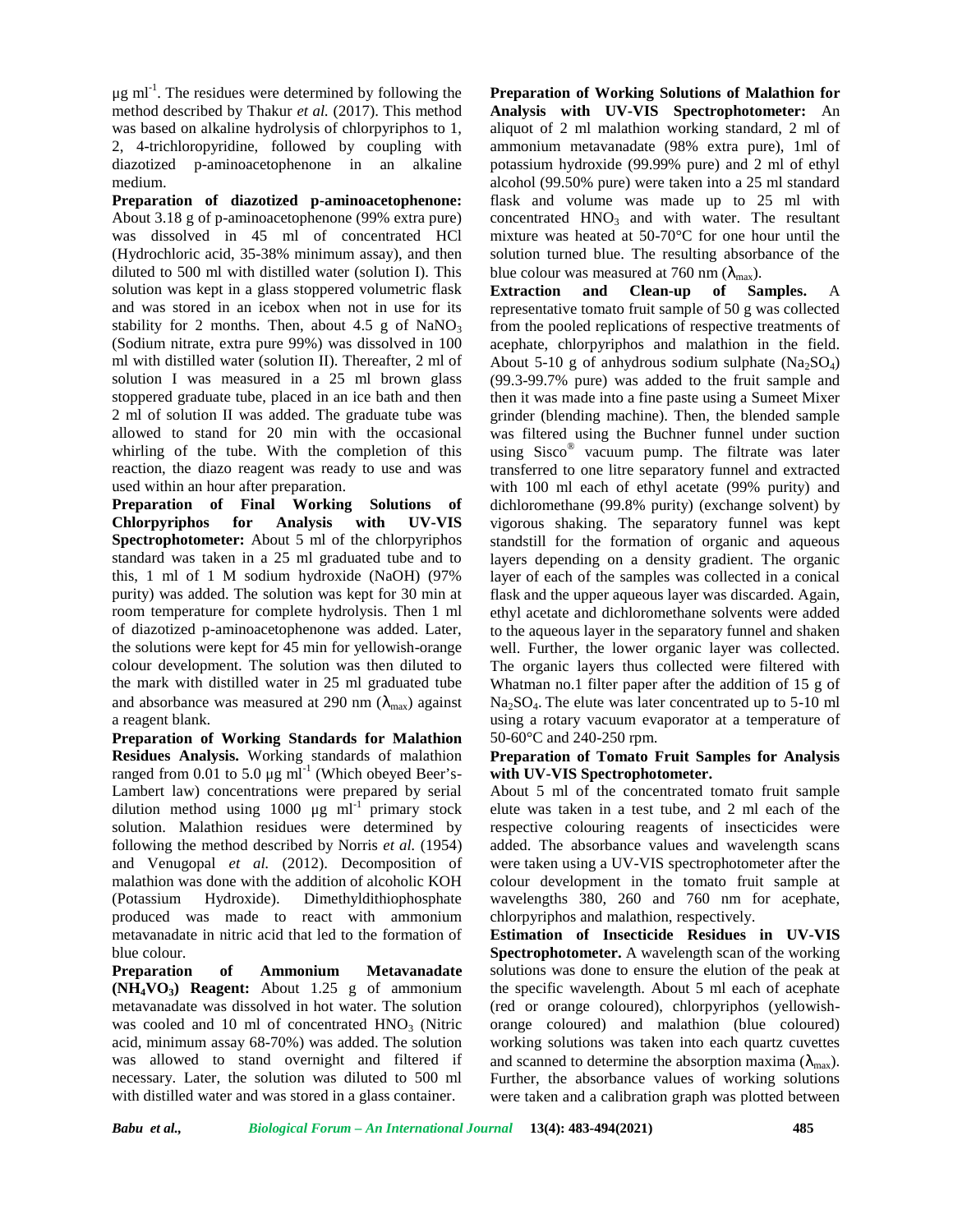µg ml$^{-1}$. The residues were determined by following the method described by Thakur *et al.* (2017). This method was based on alkaline hydrolysis of chlorpyriphos to 1, 2, 4-trichloropyridine, followed by coupling with diazotized p-aminoacetophenone in an alkaline medium.

**Preparation of diazotized p-aminoacetophenone:** About 3.18 g of p-aminoacetophenone (99% extra pure) was dissolved in 45 ml of concentrated HCl (Hydrochloric acid, 35-38% minimum assay), and then diluted to 500 ml with distilled water (solution I). This solution was kept in a glass stoppered volumetric flask and was stored in an icebox when not in use for its stability for 2 months. Then, about 4.5 g of $NaNO_3$ (Sodium nitrate, extra pure 99%) was dissolved in 100 ml with distilled water (solution II). Thereafter, 2 ml of solution I was measured in a 25 ml brown glass stoppered graduate tube, placed in an ice bath and then 2 ml of solution II was added. The graduate tube was allowed to stand for 20 min with the occasional whirling of the tube. With the completion of this reaction, the diazo reagent was ready to use and was used within an hour after preparation.

**Preparation of Final Working Solutions of Chlorpyriphos for Analysis with UV-VIS Spectrophotometer:** About 5 ml of the chlorpyriphos standard was taken in a 25 ml graduated tube and to this, 1 ml of 1 M sodium hydroxide (NaOH) (97% purity) was added. The solution was kept for 30 min at room temperature for complete hydrolysis. Then 1 ml of diazotized p-aminoacetophenone was added. Later, the solutions were kept for 45 min for yellowish-orange colour development. The solution was then diluted to the mark with distilled water in 25 ml graduated tube and absorbance was measured at 290 nm ($\lambda_{max}$) against a reagent blank.

**Preparation of Working Standards for Malathion Residues Analysis.** Working standards of malathion ranged from 0.01 to 5.0 µg ml$^{-1}$ (Which obeyed Beer's-Lambert law) concentrations were prepared by serial dilution method using 1000 µg ml$^{-1}$ primary stock solution. Malathion residues were determined by following the method described by Norris *et al.* (1954) and Venugopal *et al.* (2012). Decomposition of malathion was done with the addition of alcoholic KOH (Potassium Hydroxide). Dimethyldithiophosphate produced was made to react with ammonium metavanadate in nitric acid that led to the formation of blue colour.

**Preparation of Ammonium Metavanadate ($NH_4VO_3$) Reagent:** About 1.25 g of ammonium metavanadate was dissolved in hot water. The solution was cooled and 10 ml of concentrated $HNO_3$ (Nitric acid, minimum assay 68-70%) was added. The solution was allowed to stand overnight and filtered if necessary. Later, the solution was diluted to 500 ml with distilled water and was stored in a glass container.

**Preparation of Working Solutions of Malathion for Analysis with UV-VIS Spectrophotometer:** An aliquot of 2 ml malathion working standard, 2 ml of ammonium metavanadate (98% extra pure), 1ml of potassium hydroxide (99.99% pure) and 2 ml of ethyl alcohol (99.50% pure) were taken into a 25 ml standard flask and volume was made up to 25 ml with concentrated $HNO_3$ and with water. The resultant mixture was heated at 50-70°C for one hour until the solution turned blue. The resulting absorbance of the blue colour was measured at 760 nm ($\lambda_{max}$).

**Extraction and Clean-up of Samples.** A representative tomato fruit sample of 50 g was collected from the pooled replications of respective treatments of acephate, chlorpyriphos and malathion in the field. About 5-10 g of anhydrous sodium sulphate ($Na_2SO_4$) (99.3-99.7% pure) was added to the fruit sample and then it was made into a fine paste using a Sumeet Mixer grinder (blending machine). Then, the blended sample was filtered using the Buchner funnel under suction using Sisco® vacuum pump. The filtrate was later transferred to one litre separatory funnel and extracted with 100 ml each of ethyl acetate (99% purity) and dichloromethane (99.8% purity) (exchange solvent) by vigorous shaking. The separatory funnel was kept standstill for the formation of organic and aqueous layers depending on a density gradient. The organic layer of each of the samples was collected in a conical flask and the upper aqueous layer was discarded. Again, ethyl acetate and dichloromethane solvents were added to the aqueous layer in the separatory funnel and shaken well. Further, the lower organic layer was collected. The organic layers thus collected were filtered with Whatman no.1 filter paper after the addition of 15 g of $Na_2SO_4$. The elute was later concentrated up to 5-10 ml using a rotary vacuum evaporator at a temperature of 50-60°C and 240-250 rpm.

**Preparation of Tomato Fruit Samples for Analysis with UV-VIS Spectrophotometer.**

About 5 ml of the concentrated tomato fruit sample elute was taken in a test tube, and 2 ml each of the respective colouring reagents of insecticides were added. The absorbance values and wavelength scans were taken using a UV-VIS spectrophotometer after the colour development in the tomato fruit sample at wavelengths 380, 260 and 760 nm for acephate, chlorpyriphos and malathion, respectively.

**Estimation of Insecticide Residues in UV-VIS Spectrophotometer.** A wavelength scan of the working solutions was done to ensure the elution of the peak at the specific wavelength. About 5 ml each of acephate (red or orange coloured), chlorpyriphos (yellowish-orange coloured) and malathion (blue coloured) working solutions was taken into each quartz cuvettes and scanned to determine the absorption maxima ($\lambda_{max}$). Further, the absorbance values of working solutions were taken and a calibration graph was plotted between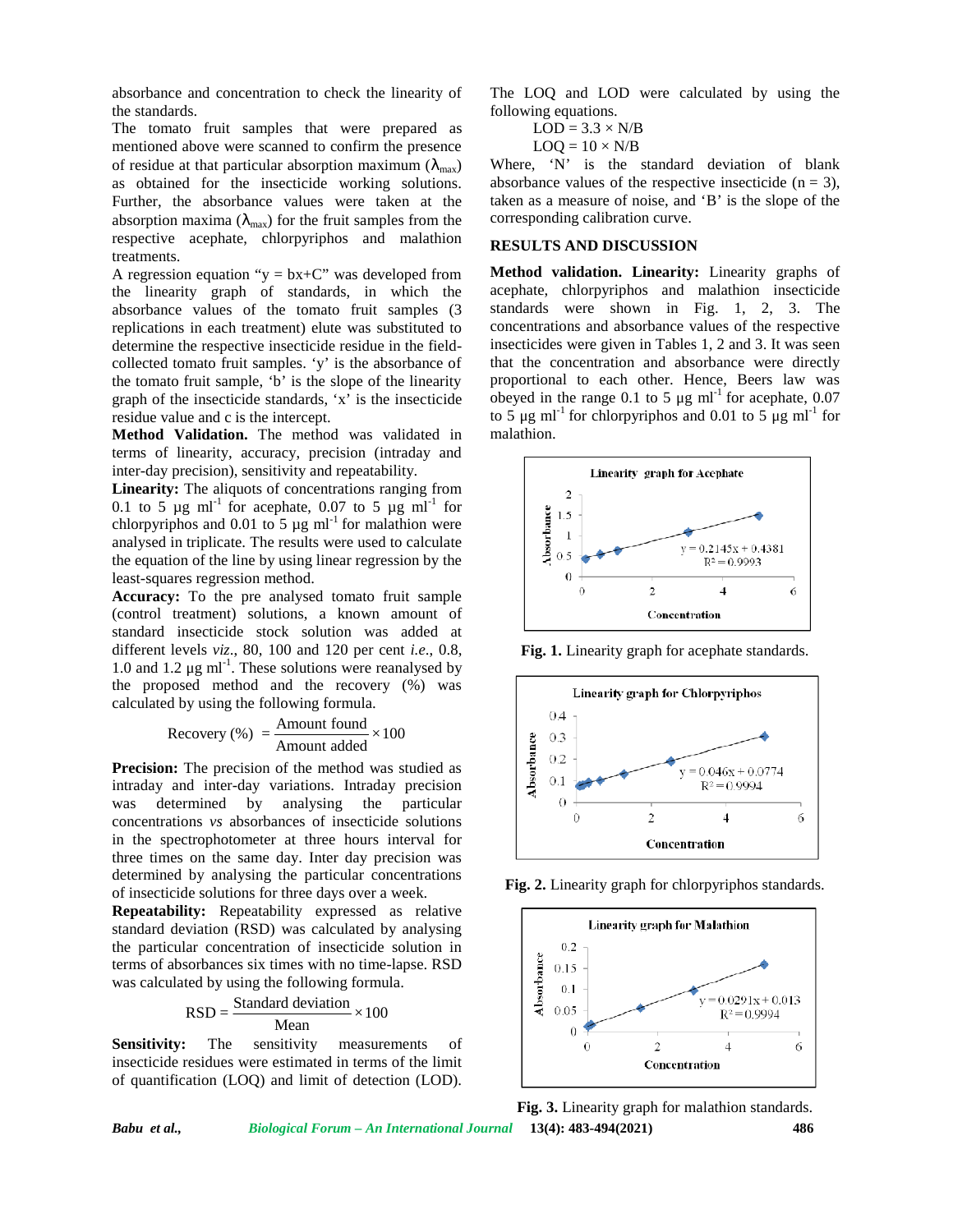absorbance and concentration to check the linearity of the standards.

The tomato fruit samples that were prepared as mentioned above were scanned to confirm the presence of residue at that particular absorption maximum ($\lambda_{max}$) as obtained for the insecticide working solutions. Further, the absorbance values were taken at the absorption maxima ($\lambda_{max}$) for the fruit samples from the respective acephate, chlorpyriphos and malathion treatments.

A regression equation "y = bx+C" was developed from the linearity graph of standards, in which the absorbance values of the tomato fruit samples (3 replications in each treatment) elute was substituted to determine the respective insecticide residue in the field-collected tomato fruit samples. 'y' is the absorbance of the tomato fruit sample, 'b' is the slope of the linearity graph of the insecticide standards, 'x' is the insecticide residue value and c is the intercept.

**Method Validation.** The method was validated in terms of linearity, accuracy, precision (intraday and inter-day precision), sensitivity and repeatability.

**Linearity:** The aliquots of concentrations ranging from 0.1 to 5 µg $ml^{-1}$ for acephate, 0.07 to 5 µg $ml^{-1}$ for chlorpyriphos and 0.01 to 5 µg $ml^{-1}$ for malathion were analysed in triplicate. The results were used to calculate the equation of the line by using linear regression by the least-squares regression method.

**Accuracy:** To the pre analysed tomato fruit sample (control treatment) solutions, a known amount of standard insecticide stock solution was added at different levels *viz*., 80, 100 and 120 per cent *i.e*., 0.8, 1.0 and 1.2 µg $ml^{-1}$. These solutions were reanalysed by the proposed method and the recovery (%) was calculated by using the following formula.

$$\text{Recovery (\%)} = \frac{\text{Amount found}}{\text{Amount added}} \times 100$$

**Precision:** The precision of the method was studied as intraday and inter-day variations. Intraday precision was determined by analysing the particular concentrations *vs* absorbances of insecticide solutions in the spectrophotometer at three hours interval for three times on the same day. Inter day precision was determined by analysing the particular concentrations of insecticide solutions for three days over a week.

**Repeatability:** Repeatability expressed as relative standard deviation (RSD) was calculated by analysing the particular concentration of insecticide solution in terms of absorbances six times with no time-lapse. RSD was calculated by using the following formula.

$$\text{RSD} = \frac{\text{Standard deviation}}{\text{Mean}} \times 100$$

**Sensitivity:** The sensitivity measurements of insecticide residues were estimated in terms of the limit of quantification (LOQ) and limit of detection (LOD). The LOQ and LOD were calculated by using the following equations.

$$\text{LOD} = 3.3 \times \text{N/B}$$

$$\text{LOQ} = 10 \times \text{N/B}$$

Where, 'N' is the standard deviation of blank absorbance values of the respective insecticide (n = 3), taken as a measure of noise, and 'B' is the slope of the corresponding calibration curve.

## RESULTS AND DISCUSSION

**Method validation. Linearity:** Linearity graphs of acephate, chlorpyriphos and malathion insecticide standards were shown in Fig. 1, 2, 3. The concentrations and absorbance values of the respective insecticides were given in Tables 1, 2 and 3. It was seen that the concentration and absorbance were directly proportional to each other. Hence, Beers law was obeyed in the range 0.1 to 5 µg $ml^{-1}$ for acephate, 0.07 to 5 µg $ml^{-1}$ for chlorpyriphos and 0.01 to 5 µg $ml^{-1}$ for malathion.

**Fig. 1.** Linearity graph for acephate standards.

**Fig. 2.** Linearity graph for chlorpyriphos standards.

**Fig. 3.** Linearity graph for malathion standards.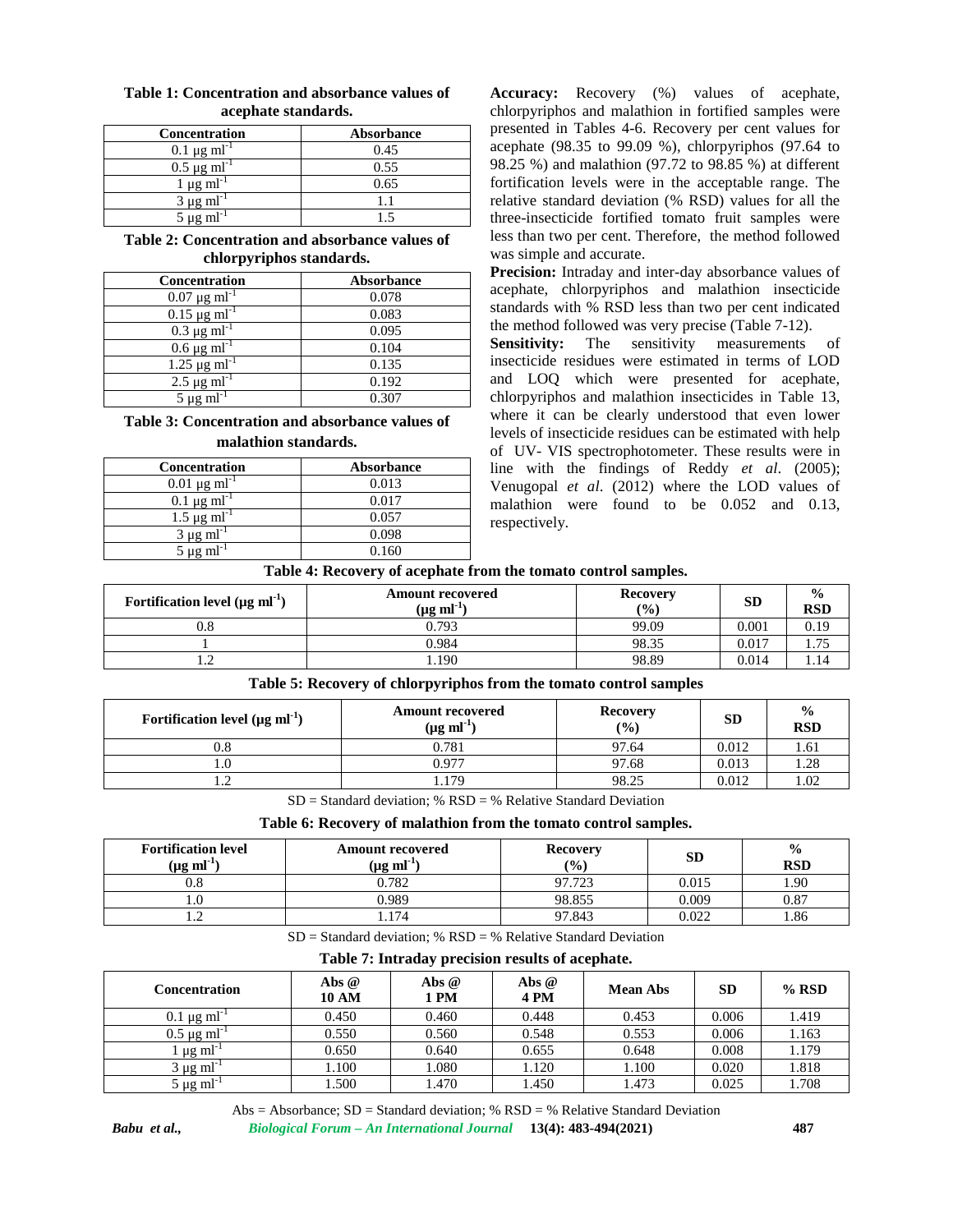**Table 1: Concentration and absorbance values of acephate standards.**

| Concentration | Absorbance |
|---|---|
| 0.1 μg ml$^{-1}$ | 0.45 |
| 0.5 μg ml$^{-1}$ | 0.55 |
| 1 μg ml$^{-1}$ | 0.65 |
| 3 μg ml$^{-1}$ | 1.1 |
| 5 μg ml$^{-1}$ | 1.5 |

**Table 2: Concentration and absorbance values of chlorpyriphos standards.**

| Concentration | Absorbance |
|---|---|
| 0.07 μg ml$^{-1}$ | 0.078 |
| 0.15 μg ml$^{-1}$ | 0.083 |
| 0.3 μg ml$^{-1}$ | 0.095 |
| 0.6 μg ml$^{-1}$ | 0.104 |
| 1.25 μg ml$^{-1}$ | 0.135 |
| 2.5 μg ml$^{-1}$ | 0.192 |
| 5 μg ml$^{-1}$ | 0.307 |

**Table 3: Concentration and absorbance values of malathion standards.**

| Concentration | Absorbance |
|---|---|
| 0.01 μg ml$^{-1}$ | 0.013 |
| 0.1 μg ml$^{-1}$ | 0.017 |
| 1.5 μg ml$^{-1}$ | 0.057 |
| 3 μg ml$^{-1}$ | 0.098 |
| 5 μg ml$^{-1}$ | 0.160 |

**Accuracy:** Recovery (%) values of acephate, chlorpyriphos and malathion in fortified samples were presented in Tables 4-6. Recovery per cent values for acephate (98.35 to 99.09 %), chlorpyriphos (97.64 to 98.25 %) and malathion (97.72 to 98.85 %) at different fortification levels were in the acceptable range. The relative standard deviation (% RSD) values for all the three-insecticide fortified tomato fruit samples were less than two per cent. Therefore, the method followed was simple and accurate.

**Precision:** Intraday and inter-day absorbance values of acephate, chlorpyriphos and malathion insecticide standards with % RSD less than two per cent indicated the method followed was very precise (Table 7-12).

**Sensitivity:** The sensitivity measurements of insecticide residues were estimated in terms of LOD and LOQ which were presented for acephate, chlorpyriphos and malathion insecticides in Table 13, where it can be clearly understood that even lower levels of insecticide residues can be estimated with help of UV- VIS spectrophotometer. These results were in line with the findings of Reddy *et al*. (2005); Venugopal *et al*. (2012) where the LOD values of malathion were found to be 0.052 and 0.13, respectively.

**Table 4: Recovery of acephate from the tomato control samples.**

| Fortification level (μg ml$^{-1}$) | Amount recovered (μg ml$^{-1}$) | Recovery (%) | SD | % RSD |
|---|---|---|---|---|
| 0.8 | 0.793 | 99.09 | 0.001 | 0.19 |
| 1 | 0.984 | 98.35 | 0.017 | 1.75 |
| 1.2 | 1.190 | 98.89 | 0.014 | 1.14 |

**Table 5: Recovery of chlorpyriphos from the tomato control samples**

| Fortification level (μg ml$^{-1}$) | Amount recovered (μg ml$^{-1}$) | Recovery (%) | SD | % RSD |
|---|---|---|---|---|
| 0.8 | 0.781 | 97.64 | 0.012 | 1.61 |
| 1.0 | 0.977 | 97.68 | 0.013 | 1.28 |
| 1.2 | 1.179 | 98.25 | 0.012 | 1.02 |

SD = Standard deviation; % RSD = % Relative Standard Deviation

**Table 6: Recovery of malathion from the tomato control samples.**

| Fortification level (μg ml$^{-1}$) | Amount recovered (μg ml$^{-1}$) | Recovery (%) | SD | % RSD |
|---|---|---|---|---|
| 0.8 | 0.782 | 97.723 | 0.015 | 1.90 |
| 1.0 | 0.989 | 98.855 | 0.009 | 0.87 |
| 1.2 | 1.174 | 97.843 | 0.022 | 1.86 |

SD = Standard deviation; % RSD = % Relative Standard Deviation

**Table 7: Intraday precision results of acephate.**

| Concentration | Abs @ 10 AM | Abs @ 1 PM | Abs @ 4 PM | Mean Abs | SD | % RSD |
|---|---|---|---|---|---|---|
| 0.1 μg ml$^{-1}$ | 0.450 | 0.460 | 0.448 | 0.453 | 0.006 | 1.419 |
| 0.5 μg ml$^{-1}$ | 0.550 | 0.560 | 0.548 | 0.553 | 0.006 | 1.163 |
| 1 μg ml$^{-1}$ | 0.650 | 0.640 | 0.655 | 0.648 | 0.008 | 1.179 |
| 3 μg ml$^{-1}$ | 1.100 | 1.080 | 1.120 | 1.100 | 0.020 | 1.818 |
| 5 μg ml$^{-1}$ | 1.500 | 1.470 | 1.450 | 1.473 | 0.025 | 1.708 |

Abs = Absorbance; SD = Standard deviation; % RSD = % Relative Standard Deviation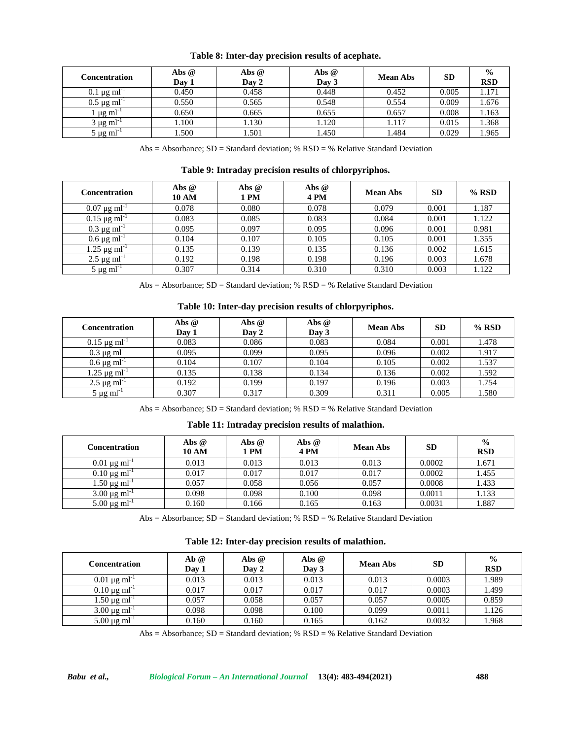**Table 8: Inter-day precision results of acephate.**

| Concentration | Abs @ Day 1 | Abs @ Day 2 | Abs @ Day 3 | Mean Abs | SD | % RSD |
|---|---|---|---|---|---|---|
| 0.1 μg ml$^{-1}$ | 0.450 | 0.458 | 0.448 | 0.452 | 0.005 | 1.171 |
| 0.5 μg ml$^{-1}$ | 0.550 | 0.565 | 0.548 | 0.554 | 0.009 | 1.676 |
| 1 μg ml$^{-1}$ | 0.650 | 0.665 | 0.655 | 0.657 | 0.008 | 1.163 |
| 3 μg ml$^{-1}$ | 1.100 | 1.130 | 1.120 | 1.117 | 0.015 | 1.368 |
| 5 μg ml$^{-1}$ | 1.500 | 1.501 | 1.450 | 1.484 | 0.029 | 1.965 |

Abs = Absorbance; SD = Standard deviation; % RSD = % Relative Standard Deviation

**Table 9: Intraday precision results of chlorpyriphos.**

| Concentration | Abs @ 10 AM | Abs @ 1 PM | Abs @ 4 PM | Mean Abs | SD | % RSD |
|---|---|---|---|---|---|---|
| 0.07 μg ml$^{-1}$ | 0.078 | 0.080 | 0.078 | 0.079 | 0.001 | 1.187 |
| 0.15 μg ml$^{-1}$ | 0.083 | 0.085 | 0.083 | 0.084 | 0.001 | 1.122 |
| 0.3 μg ml$^{-1}$ | 0.095 | 0.097 | 0.095 | 0.096 | 0.001 | 0.981 |
| 0.6 μg ml$^{-1}$ | 0.104 | 0.107 | 0.105 | 0.105 | 0.001 | 1.355 |
| 1.25 μg ml$^{-1}$ | 0.135 | 0.139 | 0.135 | 0.136 | 0.002 | 1.615 |
| 2.5 μg ml$^{-1}$ | 0.192 | 0.198 | 0.198 | 0.196 | 0.003 | 1.678 |
| 5 μg ml$^{-1}$ | 0.307 | 0.314 | 0.310 | 0.310 | 0.003 | 1.122 |

Abs = Absorbance; SD = Standard deviation; % RSD = % Relative Standard Deviation

**Table 10: Inter-day precision results of chlorpyriphos.**

| Concentration | Abs @ Day 1 | Abs @ Day 2 | Abs @ Day 3 | Mean Abs | SD | % RSD |
|---|---|---|---|---|---|---|
| 0.15 μg ml$^{-1}$ | 0.083 | 0.086 | 0.083 | 0.084 | 0.001 | 1.478 |
| 0.3 μg ml$^{-1}$ | 0.095 | 0.099 | 0.095 | 0.096 | 0.002 | 1.917 |
| 0.6 μg ml$^{-1}$ | 0.104 | 0.107 | 0.104 | 0.105 | 0.002 | 1.537 |
| 1.25 μg ml$^{-1}$ | 0.135 | 0.138 | 0.134 | 0.136 | 0.002 | 1.592 |
| 2.5 μg ml$^{-1}$ | 0.192 | 0.199 | 0.197 | 0.196 | 0.003 | 1.754 |
| 5 μg ml$^{-1}$ | 0.307 | 0.317 | 0.309 | 0.311 | 0.005 | 1.580 |

Abs = Absorbance; SD = Standard deviation; % RSD = % Relative Standard Deviation

**Table 11: Intraday precision results of malathion.**

| Concentration | Abs @ 10 AM | Abs @ 1 PM | Abs @ 4 PM | Mean Abs | SD | % RSD |
|---|---|---|---|---|---|---|
| 0.01 μg ml$^{-1}$ | 0.013 | 0.013 | 0.013 | 0.013 | 0.0002 | 1.671 |
| 0.10 μg ml$^{-1}$ | 0.017 | 0.017 | 0.017 | 0.017 | 0.0002 | 1.455 |
| 1.50 μg ml$^{-1}$ | 0.057 | 0.058 | 0.056 | 0.057 | 0.0008 | 1.433 |
| 3.00 μg ml$^{-1}$ | 0.098 | 0.098 | 0.100 | 0.098 | 0.0011 | 1.133 |
| 5.00 μg ml$^{-1}$ | 0.160 | 0.166 | 0.165 | 0.163 | 0.0031 | 1.887 |

Abs = Absorbance; SD = Standard deviation; % RSD = % Relative Standard Deviation

**Table 12: Inter-day precision results of malathion.**

| Concentration | Ab @ Day 1 | Abs @ Day 2 | Abs @ Day 3 | Mean Abs | SD | % RSD |
|---|---|---|---|---|---|---|
| 0.01 μg ml$^{-1}$ | 0.013 | 0.013 | 0.013 | 0.013 | 0.0003 | 1.989 |
| 0.10 μg ml$^{-1}$ | 0.017 | 0.017 | 0.017 | 0.017 | 0.0003 | 1.499 |
| 1.50 μg ml$^{-1}$ | 0.057 | 0.058 | 0.057 | 0.057 | 0.0005 | 0.859 |
| 3.00 μg ml$^{-1}$ | 0.098 | 0.098 | 0.100 | 0.099 | 0.0011 | 1.126 |
| 5.00 μg ml$^{-1}$ | 0.160 | 0.160 | 0.165 | 0.162 | 0.0032 | 1.968 |

Abs = Absorbance; SD = Standard deviation; % RSD = % Relative Standard Deviation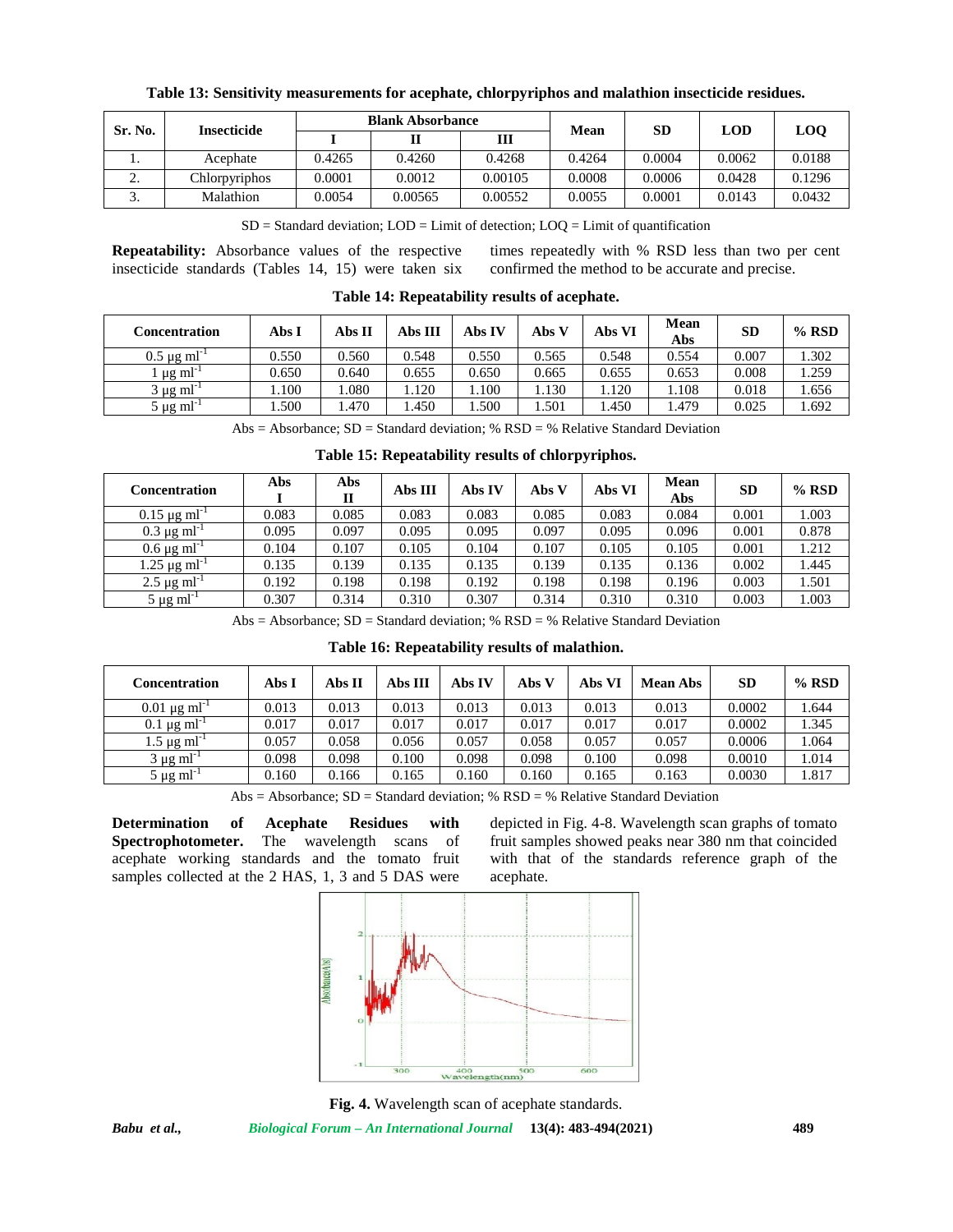**Table 13: Sensitivity measurements for acephate, chlorpyriphos and malathion insecticide residues.**

| Sr. No. | Insecticide | Blank Absorbance | | | Mean | SD | LOD | LOQ |
|---|---|---|---|---|---|---|---|---|
| | | I | II | III | | | | |
| 1. | Acephate | 0.4265 | 0.4260 | 0.4268 | 0.4264 | 0.0004 | 0.0062 | 0.0188 |
| 2. | Chlorpyriphos | 0.0001 | 0.0012 | 0.00105 | 0.0008 | 0.0006 | 0.0428 | 0.1296 |
| 3. | Malathion | 0.0054 | 0.00565 | 0.00552 | 0.0055 | 0.0001 | 0.0143 | 0.0432 |

SD = Standard deviation; LOD = Limit of detection; LOQ = Limit of quantification

**Repeatability:** Absorbance values of the respective insecticide standards (Tables 14, 15) were taken six times repeatedly with % RSD less than two per cent confirmed the method to be accurate and precise.

**Table 14: Repeatability results of acephate.**

| Concentration | Abs I | Abs II | Abs III | Abs IV | Abs V | Abs VI | Mean Abs | SD | % RSD |
|---|---|---|---|---|---|---|---|---|---|
| 0.5 μg ml$^{-1}$ | 0.550 | 0.560 | 0.548 | 0.550 | 0.565 | 0.548 | 0.554 | 0.007 | 1.302 |
| 1 μg ml$^{-1}$ | 0.650 | 0.640 | 0.655 | 0.650 | 0.665 | 0.655 | 0.653 | 0.008 | 1.259 |
| 3 μg ml$^{-1}$ | 1.100 | 1.080 | 1.120 | 1.100 | 1.130 | 1.120 | 1.108 | 0.018 | 1.656 |
| 5 μg ml$^{-1}$ | 1.500 | 1.470 | 1.450 | 1.500 | 1.501 | 1.450 | 1.479 | 0.025 | 1.692 |

Abs = Absorbance; SD = Standard deviation; % RSD = % Relative Standard Deviation

**Table 15: Repeatability results of chlorpyriphos.**

| Concentration | Abs I | Abs II | Abs III | Abs IV | Abs V | Abs VI | Mean Abs | SD | % RSD |
|---|---|---|---|---|---|---|---|---|---|
| 0.15 μg ml$^{-1}$ | 0.083 | 0.085 | 0.083 | 0.083 | 0.085 | 0.083 | 0.084 | 0.001 | 1.003 |
| 0.3 μg ml$^{-1}$ | 0.095 | 0.097 | 0.095 | 0.095 | 0.097 | 0.095 | 0.096 | 0.001 | 0.878 |
| 0.6 μg ml$^{-1}$ | 0.104 | 0.107 | 0.105 | 0.104 | 0.107 | 0.105 | 0.105 | 0.001 | 1.212 |
| 1.25 μg ml$^{-1}$ | 0.135 | 0.139 | 0.135 | 0.135 | 0.139 | 0.135 | 0.136 | 0.002 | 1.445 |
| 2.5 μg ml$^{-1}$ | 0.192 | 0.198 | 0.198 | 0.192 | 0.198 | 0.198 | 0.196 | 0.003 | 1.501 |
| 5 μg ml$^{-1}$ | 0.307 | 0.314 | 0.310 | 0.307 | 0.314 | 0.310 | 0.310 | 0.003 | 1.003 |

Abs = Absorbance; SD = Standard deviation; % RSD = % Relative Standard Deviation

**Table 16: Repeatability results of malathion.**

| Concentration | Abs I | Abs II | Abs III | Abs IV | Abs V | Abs VI | Mean Abs | SD | % RSD |
|---|---|---|---|---|---|---|---|---|---|
| 0.01 μg ml$^{-1}$ | 0.013 | 0.013 | 0.013 | 0.013 | 0.013 | 0.013 | 0.013 | 0.0002 | 1.644 |
| 0.1 μg ml$^{-1}$ | 0.017 | 0.017 | 0.017 | 0.017 | 0.017 | 0.017 | 0.017 | 0.0002 | 1.345 |
| 1.5 μg ml$^{-1}$ | 0.057 | 0.058 | 0.056 | 0.057 | 0.058 | 0.057 | 0.057 | 0.0006 | 1.064 |
| 3 μg ml$^{-1}$ | 0.098 | 0.098 | 0.100 | 0.098 | 0.098 | 0.100 | 0.098 | 0.0010 | 1.014 |
| 5 μg ml$^{-1}$ | 0.160 | 0.166 | 0.165 | 0.160 | 0.160 | 0.165 | 0.163 | 0.0030 | 1.817 |

Abs = Absorbance; SD = Standard deviation; % RSD = % Relative Standard Deviation

**Determination of Acephate Residues with Spectrophotometer.** The wavelength scans of acephate working standards and the tomato fruit samples collected at the 2 HAS, 1, 3 and 5 DAS were depicted in Fig. 4-8. Wavelength scan graphs of tomato fruit samples showed peaks near 380 nm that coincided with that of the standards reference graph of the acephate.

**Fig. 4.** Wavelength scan of acephate standards.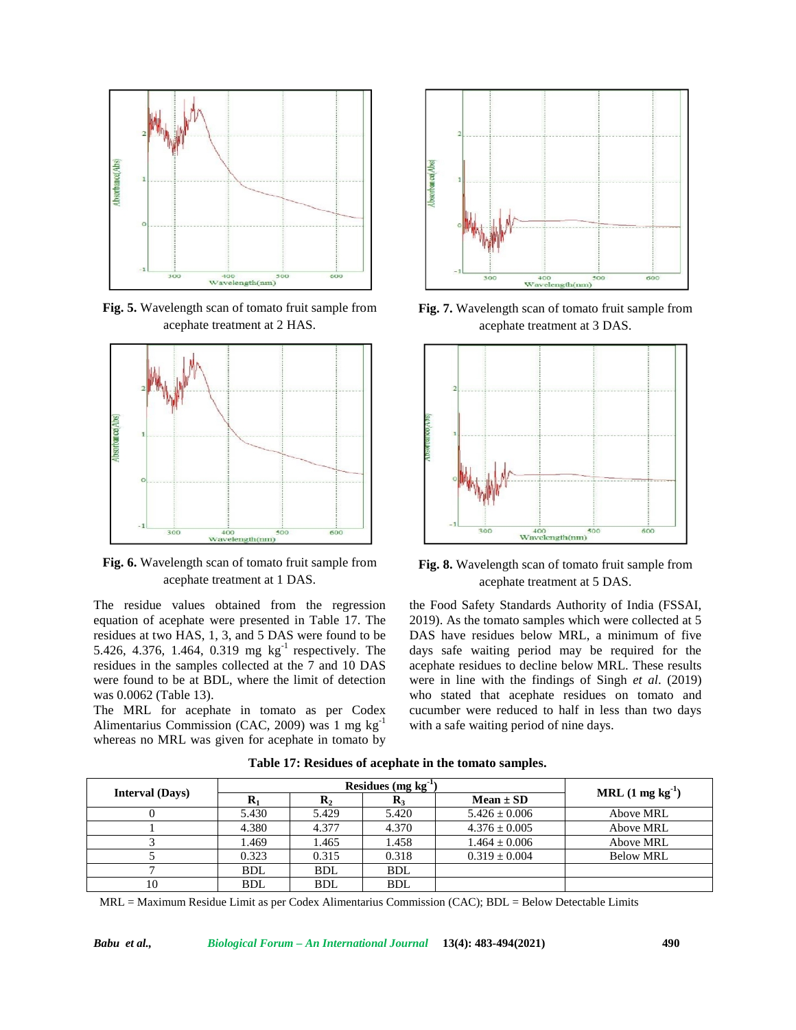Fig. 5. Wavelength scan of tomato fruit sample from acephate treatment at 2 HAS.

Fig. 7. Wavelength scan of tomato fruit sample from acephate treatment at 3 DAS.

Fig. 6. Wavelength scan of tomato fruit sample from acephate treatment at 1 DAS.

Fig. 8. Wavelength scan of tomato fruit sample from acephate treatment at 5 DAS.

The residue values obtained from the regression equation of acephate were presented in Table 17. The residues at two HAS, 1, 3, and 5 DAS were found to be 5.426, 4.376, 1.464, 0.319 mg kg$^{-1}$ respectively. The residues in the samples collected at the 7 and 10 DAS were found to be at BDL, where the limit of detection was 0.0062 (Table 13).

The MRL for acephate in tomato as per Codex Alimentarius Commission (CAC, 2009) was 1 mg kg$^{-1}$ whereas no MRL was given for acephate in tomato by the Food Safety Standards Authority of India (FSSAI, 2019). As the tomato samples which were collected at 5 DAS have residues below MRL, a minimum of five days safe waiting period may be required for the acephate residues to decline below MRL. These results were in line with the findings of Singh *et al.* (2019) who stated that acephate residues on tomato and cucumber were reduced to half in less than two days with a safe waiting period of nine days.

**Table 17: Residues of acephate in the tomato samples.**

| Interval (Days) | Residues (mg kg$^{-1}$) | | | | MRL (1 mg kg$^{-1}$) |
|---|---|---|---|---|---|
| | $R_1$ | $R_2$ | $R_3$ | Mean ± SD | |
| 0 | 5.430 | 5.429 | 5.420 | 5.426 ± 0.006 | Above MRL |
| 1 | 4.380 | 4.377 | 4.370 | 4.376 ± 0.005 | Above MRL |
| 3 | 1.469 | 1.465 | 1.458 | 1.464 ± 0.006 | Above MRL |
| 5 | 0.323 | 0.315 | 0.318 | 0.319 ± 0.004 | Below MRL |
| 7 | BDL | BDL | BDL | | |
| 10 | BDL | BDL | BDL | | |

MRL = Maximum Residue Limit as per Codex Alimentarius Commission (CAC); BDL = Below Detectable Limits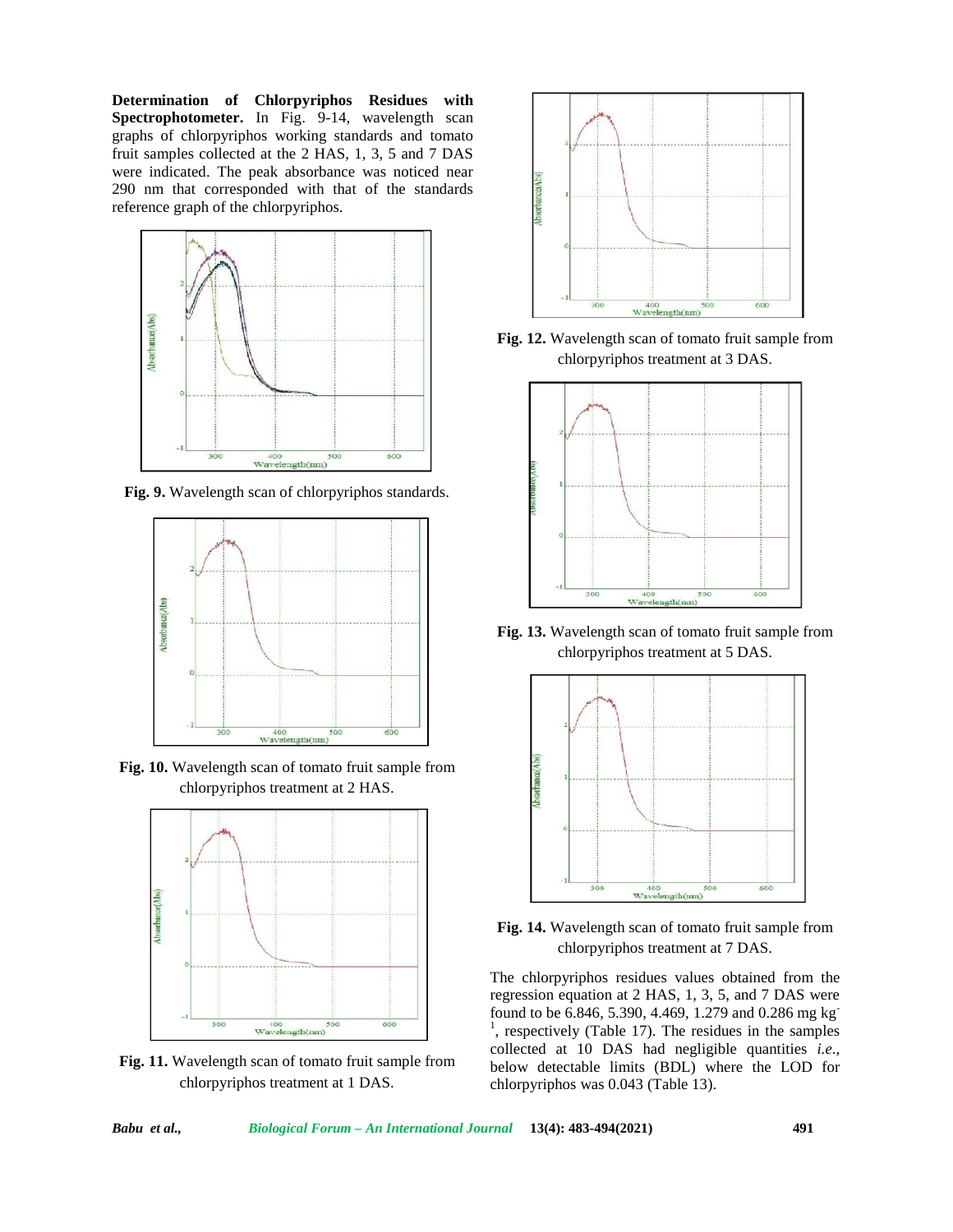**Determination of Chlorpyriphos Residues with Spectrophotometer.** In Fig. 9-14, wavelength scan graphs of chlorpyriphos working standards and tomato fruit samples collected at the 2 HAS, 1, 3, 5 and 7 DAS were indicated. The peak absorbance was noticed near 290 nm that corresponded with that of the standards reference graph of the chlorpyriphos.

**Fig. 9.** Wavelength scan of chlorpyriphos standards.

**Fig. 10.** Wavelength scan of tomato fruit sample from chlorpyriphos treatment at 2 HAS.

**Fig. 11.** Wavelength scan of tomato fruit sample from chlorpyriphos treatment at 1 DAS.

**Fig. 12.** Wavelength scan of tomato fruit sample from chlorpyriphos treatment at 3 DAS.

**Fig. 13.** Wavelength scan of tomato fruit sample from chlorpyriphos treatment at 5 DAS.

**Fig. 14.** Wavelength scan of tomato fruit sample from chlorpyriphos treatment at 7 DAS.

The chlorpyriphos residues values obtained from the regression equation at 2 HAS, 1, 3, 5, and 7 DAS were found to be 6.846, 5.390, 4.469, 1.279 and 0.286 mg $kg^{-1}$, respectively (Table 17). The residues in the samples collected at 10 DAS had negligible quantities *i.e.*, below detectable limits (BDL) where the LOD for chlorpyriphos was 0.043 (Table 13).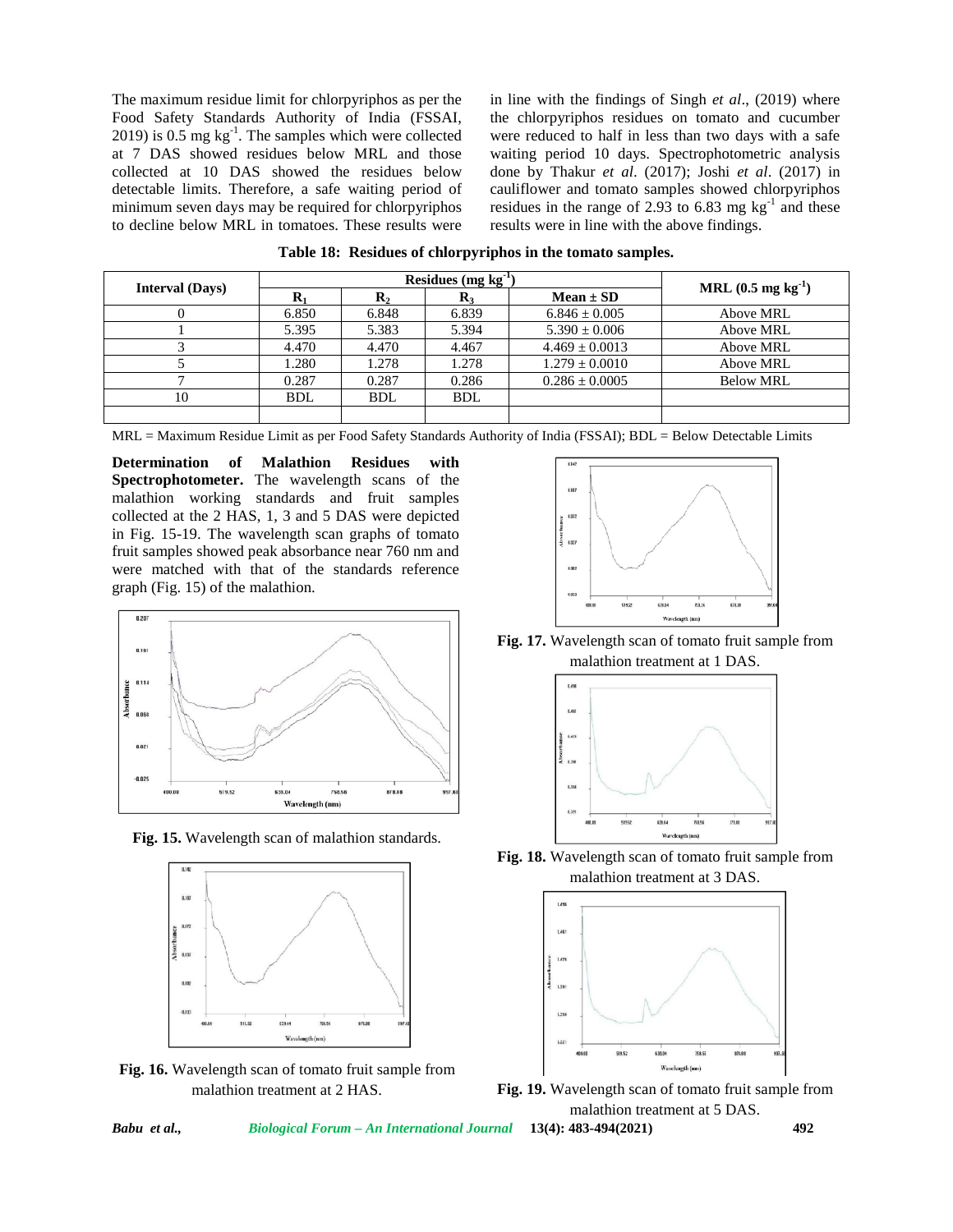The maximum residue limit for chlorpyriphos as per the Food Safety Standards Authority of India (FSSAI, 2019) is 0.5 mg $kg^{-1}$. The samples which were collected at 7 DAS showed residues below MRL and those collected at 10 DAS showed the residues below detectable limits. Therefore, a safe waiting period of minimum seven days may be required for chlorpyriphos to decline below MRL in tomatoes. These results were in line with the findings of Singh *et al*., (2019) where the chlorpyriphos residues on tomato and cucumber were reduced to half in less than two days with a safe waiting period 10 days. Spectrophotometric analysis done by Thakur *et al*. (2017); Joshi *et al*. (2017) in cauliflower and tomato samples showed chlorpyriphos residues in the range of 2.93 to 6.83 mg $kg^{-1}$ and these results were in line with the above findings.

**Table 18: Residues of chlorpyriphos in the tomato samples.**

| Interval (Days) | Residues (mg $kg^{-1}$) | | | | MRL (0.5 mg $kg^{-1}$) |
|---|---|---|---|---|---|
| | $R_1$ | $R_2$ | $R_3$ | Mean ± SD | |
| 0 | 6.850 | 6.848 | 6.839 | 6.846 ± 0.005 | Above MRL |
| 1 | 5.395 | 5.383 | 5.394 | 5.390 ± 0.006 | Above MRL |
| 3 | 4.470 | 4.470 | 4.467 | 4.469 ± 0.0013 | Above MRL |
| 5 | 1.280 | 1.278 | 1.278 | 1.279 ± 0.0010 | Above MRL |
| 7 | 0.287 | 0.287 | 0.286 | 0.286 ± 0.0005 | Below MRL |
| 10 | BDL | BDL | BDL | | |
| | | | | | |

MRL = Maximum Residue Limit as per Food Safety Standards Authority of India (FSSAI); BDL = Below Detectable Limits

**Determination of Malathion Residues with Spectrophotometer.** The wavelength scans of the malathion working standards and fruit samples collected at the 2 HAS, 1, 3 and 5 DAS were depicted in Fig. 15-19. The wavelength scan graphs of tomato fruit samples showed peak absorbance near 760 nm and were matched with that of the standards reference graph (Fig. 15) of the malathion.

**Fig. 15.** Wavelength scan of malathion standards.

**Fig. 16.** Wavelength scan of tomato fruit sample from malathion treatment at 2 HAS.

**Fig. 17.** Wavelength scan of tomato fruit sample from malathion treatment at 1 DAS.

**Fig. 18.** Wavelength scan of tomato fruit sample from malathion treatment at 3 DAS.

**Fig. 19.** Wavelength scan of tomato fruit sample from malathion treatment at 5 DAS.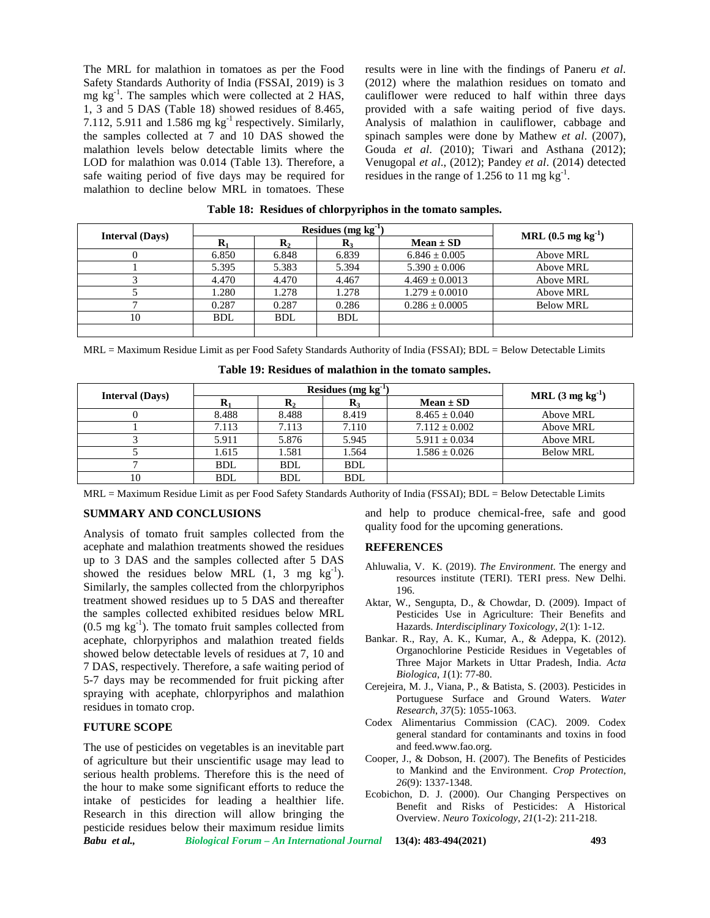The MRL for malathion in tomatoes as per the Food Safety Standards Authority of India (FSSAI, 2019) is 3 mg $kg^{-1}$. The samples which were collected at 2 HAS, 1, 3 and 5 DAS (Table 18) showed residues of 8.465, 7.112, 5.911 and 1.586 mg $kg^{-1}$ respectively. Similarly, the samples collected at 7 and 10 DAS showed the malathion levels below detectable limits where the LOD for malathion was 0.014 (Table 13). Therefore, a safe waiting period of five days may be required for malathion to decline below MRL in tomatoes. These results were in line with the findings of Paneru *et al*. (2012) where the malathion residues on tomato and cauliflower were reduced to half within three days provided with a safe waiting period of five days. Analysis of malathion in cauliflower, cabbage and spinach samples were done by Mathew *et al*. (2007), Gouda *et al*. (2010); Tiwari and Asthana (2012); Venugopal *et al*., (2012); Pandey *et al*. (2014) detected residues in the range of 1.256 to 11 mg $kg^{-1}$.

**Table 18: Residues of chlorpyriphos in the tomato samples.**

| Interval (Days) | Residues (mg $kg^{-1}$) | | | | MRL (0.5 mg $kg^{-1}$) |
|---|---|---|---|---|---|
| | $R_1$ | $R_2$ | $R_3$ | Mean ± SD | |
| 0 | 6.850 | 6.848 | 6.839 | 6.846 ± 0.005 | Above MRL |
| 1 | 5.395 | 5.383 | 5.394 | 5.390 ± 0.006 | Above MRL |
| 3 | 4.470 | 4.470 | 4.467 | 4.469 ± 0.0013 | Above MRL |
| 5 | 1.280 | 1.278 | 1.278 | 1.279 ± 0.0010 | Above MRL |
| 7 | 0.287 | 0.287 | 0.286 | 0.286 ± 0.0005 | Below MRL |
| 10 | BDL | BDL | BDL | | |
| | | | | | |

MRL = Maximum Residue Limit as per Food Safety Standards Authority of India (FSSAI); BDL = Below Detectable Limits

**Table 19: Residues of malathion in the tomato samples.**

| Interval (Days) | Residues (mg $kg^{-1}$) | | | | MRL (3 mg $kg^{-1}$) |
|---|---|---|---|---|---|
| | $R_1$ | $R_2$ | $R_3$ | Mean ± SD | |
| 0 | 8.488 | 8.488 | 8.419 | 8.465 ± 0.040 | Above MRL |
| 1 | 7.113 | 7.113 | 7.110 | 7.112 ± 0.002 | Above MRL |
| 3 | 5.911 | 5.876 | 5.945 | 5.911 ± 0.034 | Above MRL |
| 5 | 1.615 | 1.581 | 1.564 | 1.586 ± 0.026 | Below MRL |
| 7 | BDL | BDL | BDL | | |
| 10 | BDL | BDL | BDL | | |

MRL = Maximum Residue Limit as per Food Safety Standards Authority of India (FSSAI); BDL = Below Detectable Limits

## SUMMARY AND CONCLUSIONS

Analysis of tomato fruit samples collected from the acephate and malathion treatments showed the residues up to 3 DAS and the samples collected after 5 DAS showed the residues below MRL (1, 3 mg $kg^{-1}$). Similarly, the samples collected from the chlorpyriphos treatment showed residues up to 5 DAS and thereafter the samples collected exhibited residues below MRL (0.5 mg $kg^{-1}$). The tomato fruit samples collected from acephate, chlorpyriphos and malathion treated fields showed below detectable levels of residues at 7, 10 and 7 DAS, respectively. Therefore, a safe waiting period of 5-7 days may be recommended for fruit picking after spraying with acephate, chlorpyriphos and malathion residues in tomato crop.

## FUTURE SCOPE

The use of pesticides on vegetables is an inevitable part of agriculture but their unscientific usage may lead to serious health problems. Therefore this is the need of the hour to make some significant efforts to reduce the intake of pesticides for leading a healthier life. Research in this direction will allow bringing the pesticide residues below their maximum residue limits and help to produce chemical-free, safe and good quality food for the upcoming generations.

## REFERENCES

Ahluwalia, V. K. (2019). *The Environment*. The energy and resources institute (TERI). TERI press. New Delhi. 196.

Aktar, W., Sengupta, D., & Chowdar, D. (2009). Impact of Pesticides Use in Agriculture: Their Benefits and Hazards. *Interdisciplinary Toxicology*, *2*(1): 1-12.

Bankar. R., Ray, A. K., Kumar, A., & Adeppa, K. (2012). Organochlorine Pesticide Residues in Vegetables of Three Major Markets in Uttar Pradesh, India. *Acta Biologica*, *1*(1): 77-80.

Cerejeira, M. J., Viana, P., & Batista, S. (2003). Pesticides in Portuguese Surface and Ground Waters. *Water Research*, *37*(5): 1055-1063.

Codex Alimentarius Commission (CAC). 2009. Codex general standard for contaminants and toxins in food and feed.www.fao.org.

Cooper, J., & Dobson, H. (2007). The Benefits of Pesticides to Mankind and the Environment. *Crop Protection, 26*(9): 1337-1348.

Ecobichon, D. J. (2000). Our Changing Perspectives on Benefit and Risks of Pesticides: A Historical Overview. *Neuro Toxicology*, *21*(1-2): 211-218.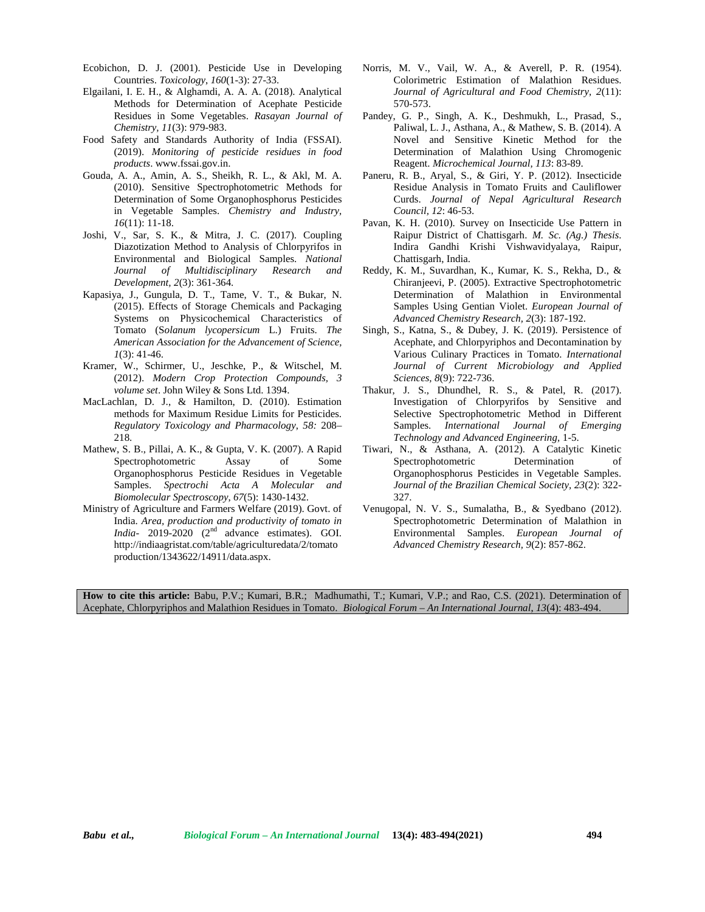Ecobichon, D. J. (2001). Pesticide Use in Developing Countries. *Toxicology*, *160*(1-3): 27-33.

Elgailani, I. E. H., & Alghamdi, A. A. A. (2018). Analytical Methods for Determination of Acephate Pesticide Residues in Some Vegetables. *Rasayan Journal of Chemistry*, *11*(3): 979-983.

Food Safety and Standards Authority of India (FSSAI). (2019). *Monitoring of pesticide residues in food products*. www.fssai.gov.in.

Gouda, A. A., Amin, A. S., Sheikh, R. L., & Akl, M. A. (2010). Sensitive Spectrophotometric Methods for Determination of Some Organophosphorus Pesticides in Vegetable Samples. *Chemistry and Industry, 16*(11): 11-18.

Joshi, V., Sar, S. K., & Mitra, J. C. (2017). Coupling Diazotization Method to Analysis of Chlorpyrifos in Environmental and Biological Samples. *National Journal of Multidisciplinary Research and Development, 2*(3): 361-364.

Kapasiya, J., Gungula, D. T., Tame, V. T., & Bukar, N. (2015). Effects of Storage Chemicals and Packaging Systems on Physicochemical Characteristics of Tomato (S*olanum lycopersicum* L.) Fruits. *The American Association for the Advancement of Science, 1*(3): 41-46.

Kramer, W., Schirmer, U., Jeschke, P., & Witschel, M. (2012). *Modern Crop Protection Compounds, 3 volume set*. John Wiley & Sons Ltd. 1394.

MacLachlan, D. J., & Hamilton, D. (2010). Estimation methods for Maximum Residue Limits for Pesticides. *Regulatory Toxicology and Pharmacology*, *58:* 208–218.

Mathew, S. B., Pillai, A. K., & Gupta, V. K. (2007). A Rapid Spectrophotometric Assay of Some Organophosphorus Pesticide Residues in Vegetable Samples. *Spectrochi Acta A Molecular and Biomolecular Spectroscopy, 67*(5): 1430-1432.

Ministry of Agriculture and Farmers Welfare (2019). Govt. of India. *Area, production and productivity of tomato in India*- 2019-2020 (2nd advance estimates). GOI. http://indiaagristat.com/table/agriculturedata/2/tomato production/1343622/14911/data.aspx.

Norris, M. V., Vail, W. A., & Averell, P. R. (1954). Colorimetric Estimation of Malathion Residues. *Journal of Agricultural and Food Chemistry*, *2*(11): 570-573.

Pandey, G. P., Singh, A. K., Deshmukh, L., Prasad, S., Paliwal, L. J., Asthana, A., & Mathew, S. B. (2014). A Novel and Sensitive Kinetic Method for the Determination of Malathion Using Chromogenic Reagent. *Microchemical Journal, 113*: 83-89.

Paneru, R. B., Aryal, S., & Giri, Y. P. (2012). Insecticide Residue Analysis in Tomato Fruits and Cauliflower Curds. *Journal of Nepal Agricultural Research Council, 12*: 46-53.

Pavan, K. H. (2010). Survey on Insecticide Use Pattern in Raipur District of Chattisgarh. *M. Sc. (Ag.) Thesis.* Indira Gandhi Krishi Vishwavidyalaya, Raipur, Chattisgarh, India.

Reddy, K. M., Suvardhan, K., Kumar, K. S., Rekha, D., & Chiranjeevi, P. (2005). Extractive Spectrophotometric Determination of Malathion in Environmental Samples Using Gentian Violet. *European Journal of Advanced Chemistry Research, 2*(3): 187-192.

Singh, S., Katna, S., & Dubey, J. K. (2019). Persistence of Acephate, and Chlorpyriphos and Decontamination by Various Culinary Practices in Tomato. *International Journal of Current Microbiology and Applied Sciences, 8*(9): 722-736.

Thakur, J. S., Dhundhel, R. S., & Patel, R. (2017). Investigation of Chlorpyrifos by Sensitive and Selective Spectrophotometric Method in Different Samples. *International Journal of Emerging Technology and Advanced Engineering,* 1-5.

Tiwari, N., & Asthana, A. (2012). A Catalytic Kinetic Spectrophotometric Determination of Organophosphorus Pesticides in Vegetable Samples. *Journal of the Brazilian Chemical Society, 23*(2): 322-327.

Venugopal, N. V. S., Sumalatha, B., & Syedbano (2012). Spectrophotometric Determination of Malathion in Environmental Samples. *European Journal of Advanced Chemistry Research, 9*(2): 857-862.

**How to cite this article:** Babu, P.V.; Kumari, B.R.; Madhumathi, T.; Kumari, V.P.; and Rao, C.S. (2021). Determination of Acephate, Chlorpyriphos and Malathion Residues in Tomato. *Biological Forum – An International Journal, 13*(4): 483-494.